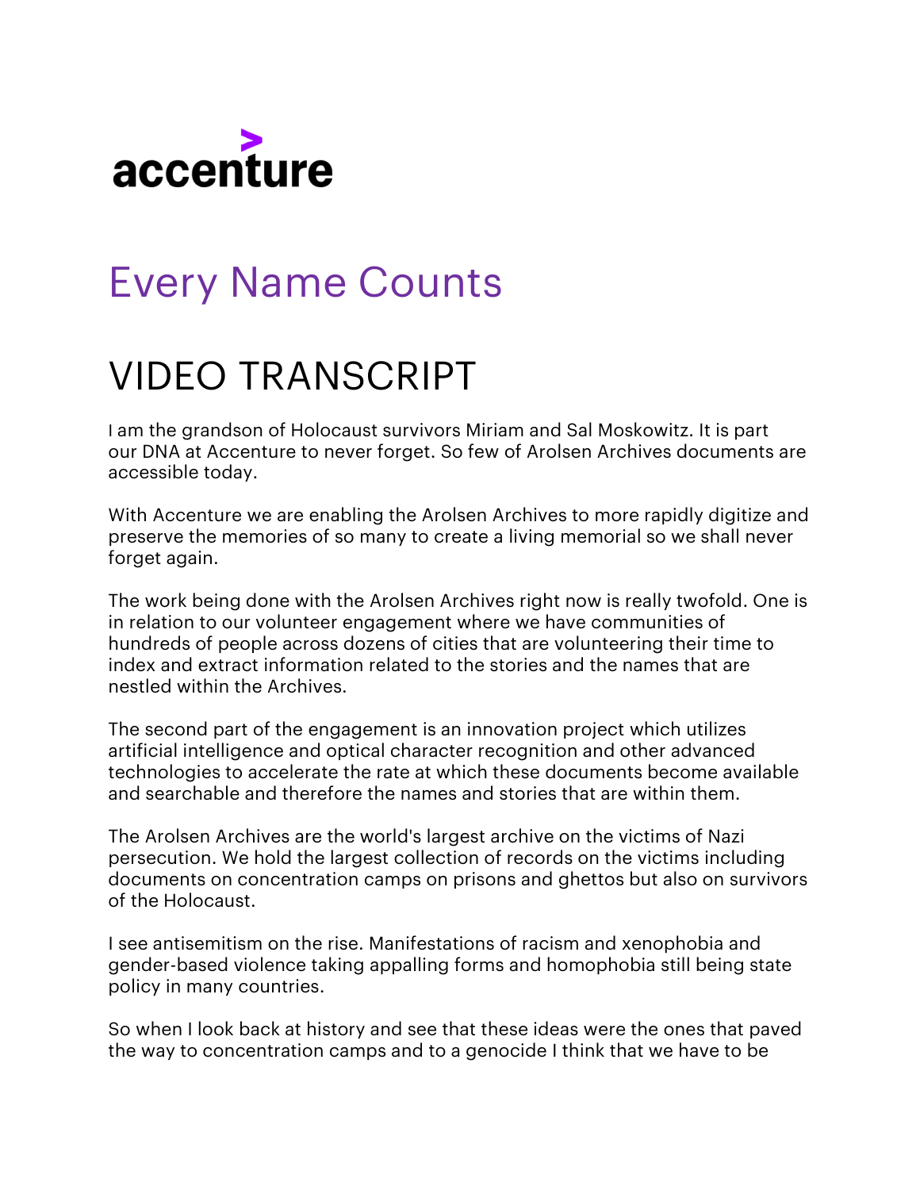accenture

# Every Name Counts

# VIDEO TRANSCRIPT

I am the grandson of Holocaust survivors Miriam and Sal Moskowitz. It is part our DNA at Accenture to never forget. So few of Arolsen Archives documents are accessible today.

With Accenture we are enabling the Arolsen Archives to more rapidly digitize and preserve the memories of so many to create a living memorial so we shall never forget again.

The work being done with the Arolsen Archives right now is really twofold. One is in relation to our volunteer engagement where we have communities of hundreds of people across dozens of cities that are volunteering their time to index and extract information related to the stories and the names that are nestled within the Archives.

The second part of the engagement is an innovation project which utilizes artificial intelligence and optical character recognition and other advanced technologies to accelerate the rate at which these documents become available and searchable and therefore the names and stories that are within them.

The Arolsen Archives are the world's largest archive on the victims of Nazi persecution. We hold the largest collection of records on the victims including documents on concentration camps on prisons and ghettos but also on survivors of the Holocaust.

I see antisemitism on the rise. Manifestations of racism and xenophobia and gender-based violence taking appalling forms and homophobia still being state policy in many countries.

So when I look back at history and see that these ideas were the ones that paved the way to concentration camps and to a genocide I think that we have to be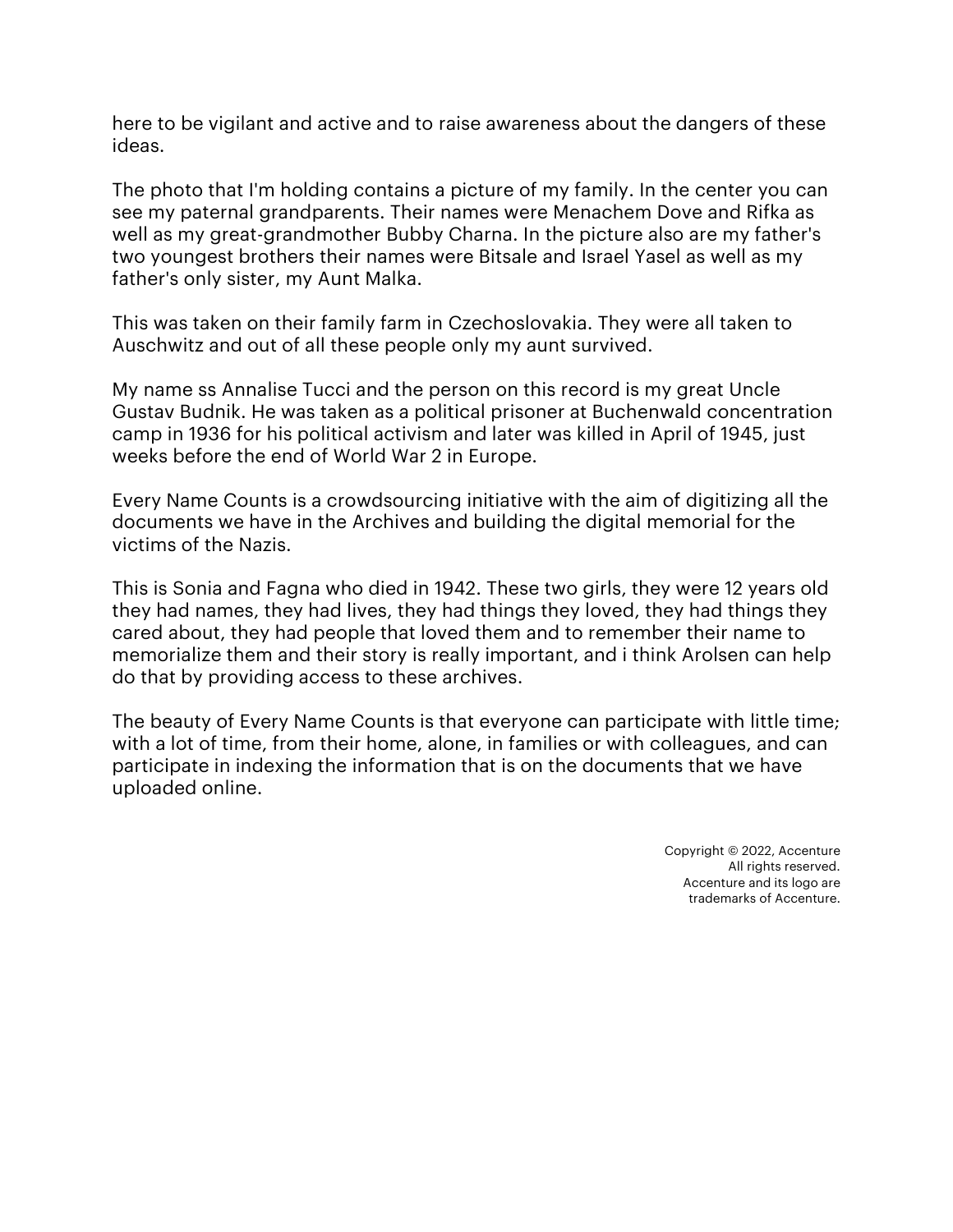here to be vigilant and active and to raise awareness about the dangers of these ideas.

The photo that I'm holding contains a picture of my family. In the center you can see my paternal grandparents. Their names were Menachem Dove and Rifka as well as my great-grandmother Bubby Charna. In the picture also are my father's two youngest brothers their names were Bitsale and Israel Yasel as well as my father's only sister, my Aunt Malka.

This was taken on their family farm in Czechoslovakia. They were all taken to Auschwitz and out of all these people only my aunt survived.

My name ss Annalise Tucci and the person on this record is my great Uncle Gustav Budnik. He was taken as a political prisoner at Buchenwald concentration camp in 1936 for his political activism and later was killed in April of 1945, just weeks before the end of World War 2 in Europe.

Every Name Counts is a crowdsourcing initiative with the aim of digitizing all the documents we have in the Archives and building the digital memorial for the victims of the Nazis.

This is Sonia and Fagna who died in 1942. These two girls, they were 12 years old they had names, they had lives, they had things they loved, they had things they cared about, they had people that loved them and to remember their name to memorialize them and their story is really important, and i think Arolsen can help do that by providing access to these archives.

The beauty of Every Name Counts is that everyone can participate with little time; with a lot of time, from their home, alone, in families or with colleagues, and can participate in indexing the information that is on the documents that we have uploaded online.

Copyright © 2022, Accenture
All rights reserved.
Accenture and its logo are trademarks of Accenture.